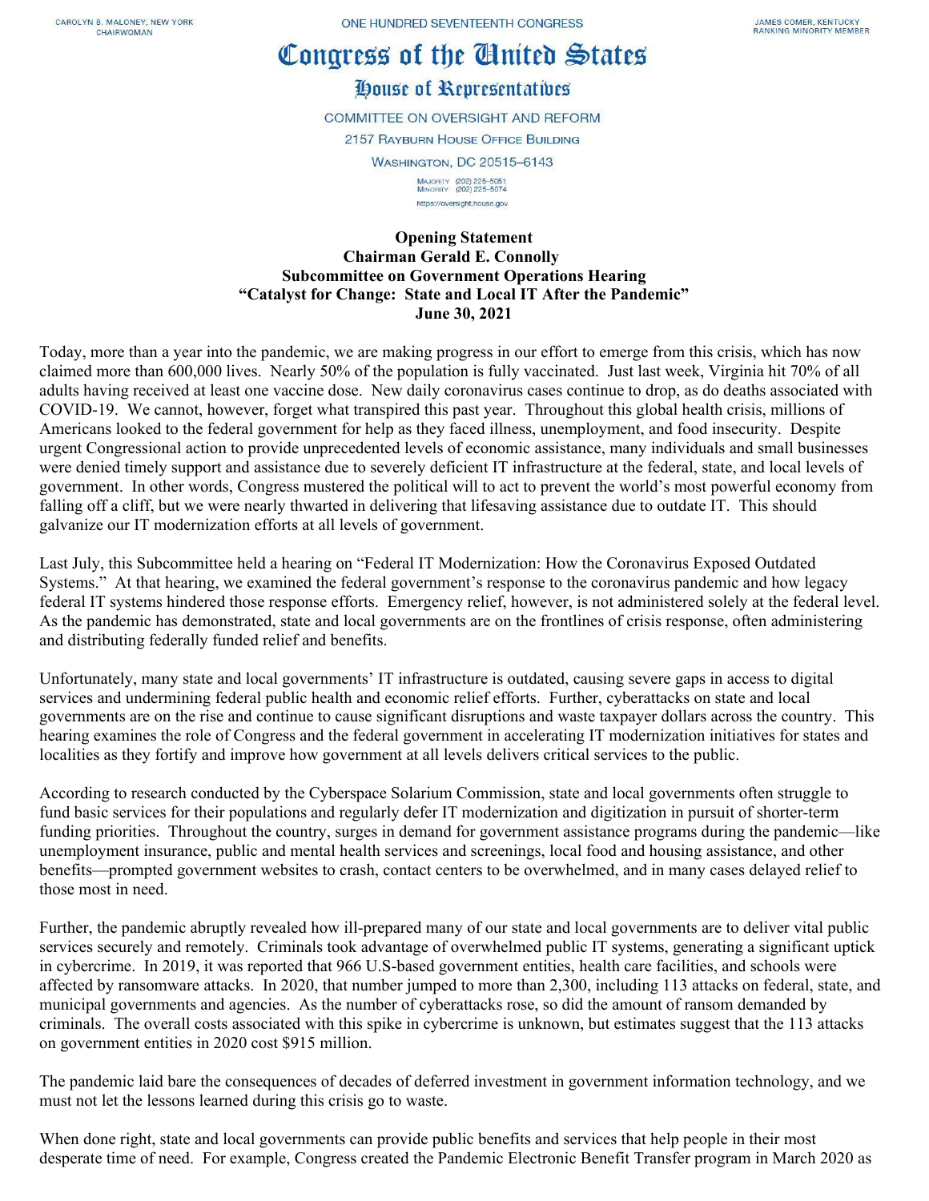CAROLYN B. MALONEY, NEW YORK
CHAIRWOMAN

ONE HUNDRED SEVENTEENTH CONGRESS

JAMES COMER, KENTUCKY
RANKING MINORITY MEMBER

# Congress of the United States

## House of Representatives

COMMITTEE ON OVERSIGHT AND REFORM

2157 RAYBURN HOUSE OFFICE BUILDING

WASHINGTON, DC 20515–6143

MAJORITY (202) 225-5051
MINORITY (202) 225-5074

https://oversight.house.gov

**Opening Statement**
**Chairman Gerald E. Connolly**
**Subcommittee on Government Operations Hearing**
**"Catalyst for Change: State and Local IT After the Pandemic"**
**June 30, 2021**

Today, more than a year into the pandemic, we are making progress in our effort to emerge from this crisis, which has now claimed more than 600,000 lives. Nearly 50% of the population is fully vaccinated. Just last week, Virginia hit 70% of all adults having received at least one vaccine dose. New daily coronavirus cases continue to drop, as do deaths associated with COVID-19. We cannot, however, forget what transpired this past year. Throughout this global health crisis, millions of Americans looked to the federal government for help as they faced illness, unemployment, and food insecurity. Despite urgent Congressional action to provide unprecedented levels of economic assistance, many individuals and small businesses were denied timely support and assistance due to severely deficient IT infrastructure at the federal, state, and local levels of government. In other words, Congress mustered the political will to act to prevent the world's most powerful economy from falling off a cliff, but we were nearly thwarted in delivering that lifesaving assistance due to outdate IT. This should galvanize our IT modernization efforts at all levels of government.

Last July, this Subcommittee held a hearing on "Federal IT Modernization: How the Coronavirus Exposed Outdated Systems." At that hearing, we examined the federal government's response to the coronavirus pandemic and how legacy federal IT systems hindered those response efforts. Emergency relief, however, is not administered solely at the federal level. As the pandemic has demonstrated, state and local governments are on the frontlines of crisis response, often administering and distributing federally funded relief and benefits.

Unfortunately, many state and local governments' IT infrastructure is outdated, causing severe gaps in access to digital services and undermining federal public health and economic relief efforts. Further, cyberattacks on state and local governments are on the rise and continue to cause significant disruptions and waste taxpayer dollars across the country. This hearing examines the role of Congress and the federal government in accelerating IT modernization initiatives for states and localities as they fortify and improve how government at all levels delivers critical services to the public.

According to research conducted by the Cyberspace Solarium Commission, state and local governments often struggle to fund basic services for their populations and regularly defer IT modernization and digitization in pursuit of shorter-term funding priorities. Throughout the country, surges in demand for government assistance programs during the pandemic—like unemployment insurance, public and mental health services and screenings, local food and housing assistance, and other benefits—prompted government websites to crash, contact centers to be overwhelmed, and in many cases delayed relief to those most in need.

Further, the pandemic abruptly revealed how ill-prepared many of our state and local governments are to deliver vital public services securely and remotely. Criminals took advantage of overwhelmed public IT systems, generating a significant uptick in cybercrime. In 2019, it was reported that 966 U.S-based government entities, health care facilities, and schools were affected by ransomware attacks. In 2020, that number jumped to more than 2,300, including 113 attacks on federal, state, and municipal governments and agencies. As the number of cyberattacks rose, so did the amount of ransom demanded by criminals. The overall costs associated with this spike in cybercrime is unknown, but estimates suggest that the 113 attacks on government entities in 2020 cost $915 million.

The pandemic laid bare the consequences of decades of deferred investment in government information technology, and we must not let the lessons learned during this crisis go to waste.

When done right, state and local governments can provide public benefits and services that help people in their most desperate time of need. For example, Congress created the Pandemic Electronic Benefit Transfer program in March 2020 as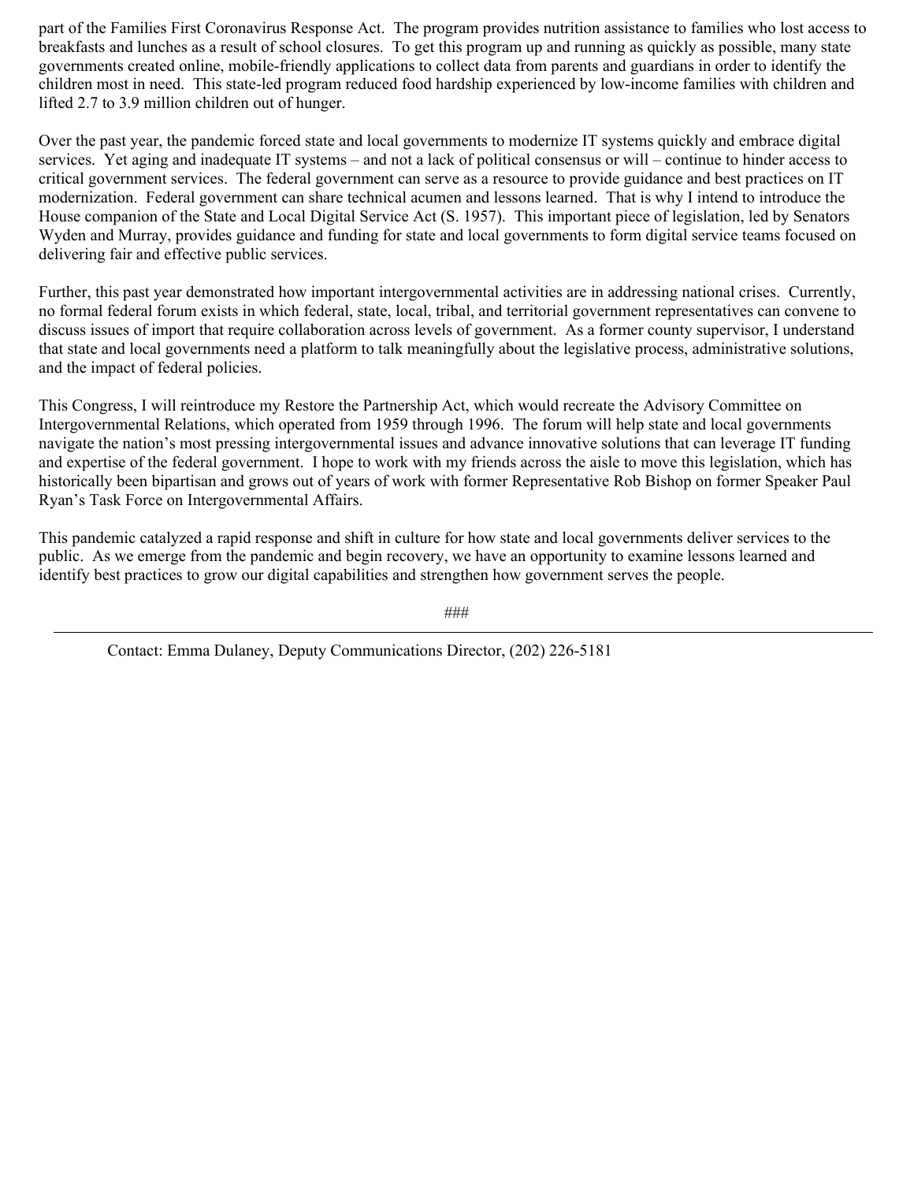part of the Families First Coronavirus Response Act. The program provides nutrition assistance to families who lost access to breakfasts and lunches as a result of school closures. To get this program up and running as quickly as possible, many state governments created online, mobile-friendly applications to collect data from parents and guardians in order to identify the children most in need. This state-led program reduced food hardship experienced by low-income families with children and lifted 2.7 to 3.9 million children out of hunger.

Over the past year, the pandemic forced state and local governments to modernize IT systems quickly and embrace digital services. Yet aging and inadequate IT systems – and not a lack of political consensus or will – continue to hinder access to critical government services. The federal government can serve as a resource to provide guidance and best practices on IT modernization. Federal government can share technical acumen and lessons learned. That is why I intend to introduce the House companion of the State and Local Digital Service Act (S. 1957). This important piece of legislation, led by Senators Wyden and Murray, provides guidance and funding for state and local governments to form digital service teams focused on delivering fair and effective public services.

Further, this past year demonstrated how important intergovernmental activities are in addressing national crises. Currently, no formal federal forum exists in which federal, state, local, tribal, and territorial government representatives can convene to discuss issues of import that require collaboration across levels of government. As a former county supervisor, I understand that state and local governments need a platform to talk meaningfully about the legislative process, administrative solutions, and the impact of federal policies.

This Congress, I will reintroduce my Restore the Partnership Act, which would recreate the Advisory Committee on Intergovernmental Relations, which operated from 1959 through 1996. The forum will help state and local governments navigate the nation's most pressing intergovernmental issues and advance innovative solutions that can leverage IT funding and expertise of the federal government. I hope to work with my friends across the aisle to move this legislation, which has historically been bipartisan and grows out of years of work with former Representative Rob Bishop on former Speaker Paul Ryan's Task Force on Intergovernmental Affairs.

This pandemic catalyzed a rapid response and shift in culture for how state and local governments deliver services to the public. As we emerge from the pandemic and begin recovery, we have an opportunity to examine lessons learned and identify best practices to grow our digital capabilities and strengthen how government serves the people.

###

---

Contact: Emma Dulaney, Deputy Communications Director, (202) 226-5181